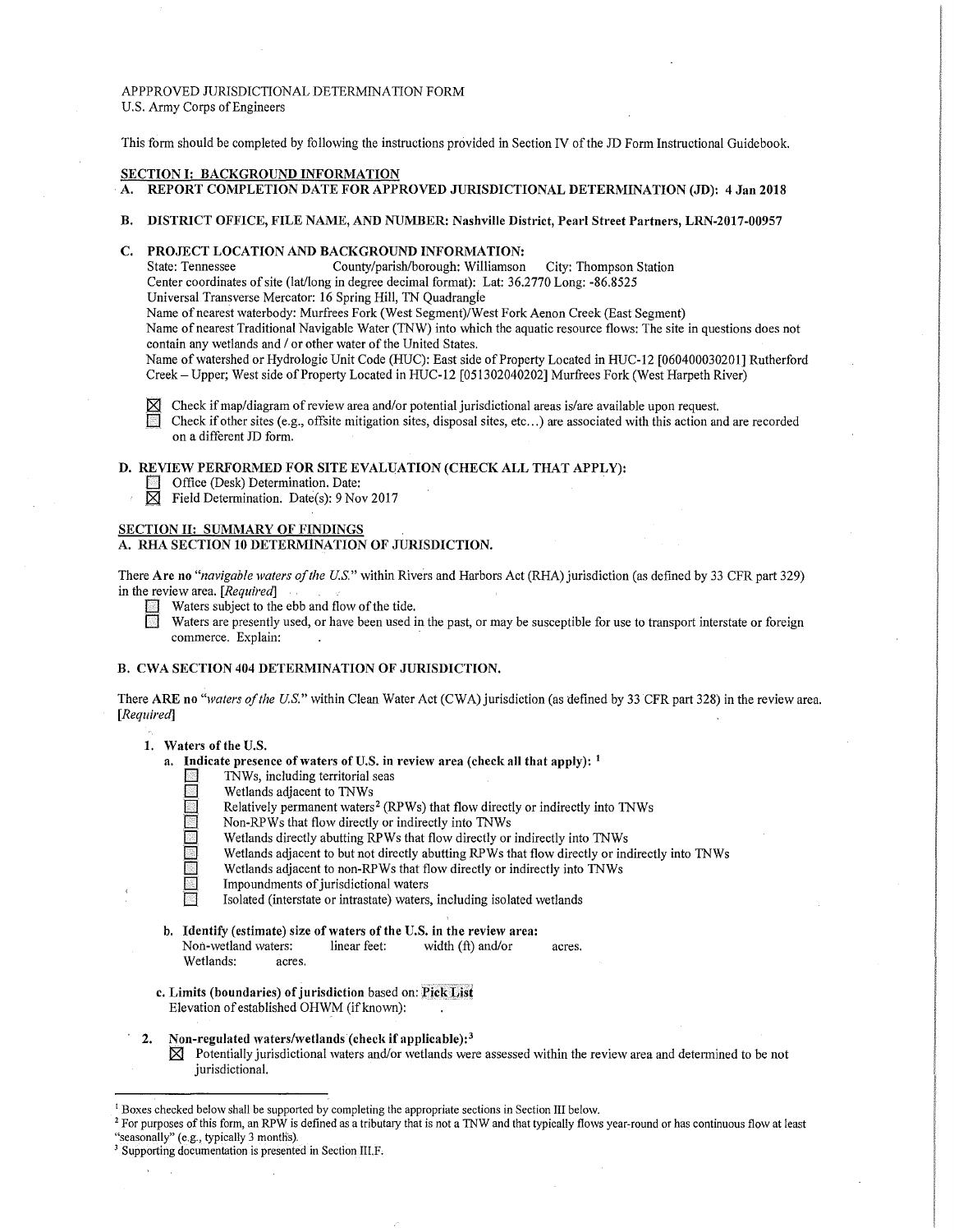APPPROVED JURISDICTIONAL DETERMINATION FORM
U.S. Army Corps of Engineers

This form should be completed by following the instructions provided in Section IV of the JD Form Instructional Guidebook.

## SECTION I: BACKGROUND INFORMATION

**A. REPORT COMPLETION DATE FOR APPROVED JURISDICTIONAL DETERMINATION (JD): 4 Jan 2018**

**B. DISTRICT OFFICE, FILE NAME, AND NUMBER: Nashville District, Pearl Street Partners, LRN-2017-00957**

**C. PROJECT LOCATION AND BACKGROUND INFORMATION:**

State: Tennessee County/parish/borough: Williamson City: Thompson Station
Center coordinates of site (lat/long in degree decimal format): Lat: 36.2770 Long: -86.8525
Universal Transverse Mercator: 16 Spring Hill, TN Quadrangle
Name of nearest waterbody: Murfrees Fork (West Segment)/West Fork Aenon Creek (East Segment)
Name of nearest Traditional Navigable Water (TNW) into which the aquatic resource flows: The site in questions does not contain any wetlands and / or other water of the United States.
Name of watershed or Hydrologic Unit Code (HUC): East side of Property Located in HUC-12 [060400030201] Rutherford Creek – Upper; West side of Property Located in HUC-12 [051302040202] Murfrees Fork (West Harpeth River)

☒ Check if map/diagram of review area and/or potential jurisdictional areas is/are available upon request.
☐ Check if other sites (e.g., offsite mitigation sites, disposal sites, etc...) are associated with this action and are recorded on a different JD form.

**D. REVIEW PERFORMED FOR SITE EVALUATION (CHECK ALL THAT APPLY):**

☐ Office (Desk) Determination. Date:
☒ Field Determination. Date(s): 9 Nov 2017

## SECTION II: SUMMARY OF FINDINGS

**A. RHA SECTION 10 DETERMINATION OF JURISDICTION.**

There **Are no** *"navigable waters of the U.S."* within Rivers and Harbors Act (RHA) jurisdiction (as defined by 33 CFR part 329) in the review area. *[Required]*

☐ Waters subject to the ebb and flow of the tide.
☐ Waters are presently used, or have been used in the past, or may be susceptible for use to transport interstate or foreign commerce. Explain:

**B. CWA SECTION 404 DETERMINATION OF JURISDICTION.**

There **ARE no** *"waters of the U.S."* within Clean Water Act (CWA) jurisdiction (as defined by 33 CFR part 328) in the review area. *[Required]*

**1. Waters of the U.S.**

**a. Indicate presence of waters of U.S. in review area (check all that apply):** [1]

☐ TNWs, including territorial seas
☐ Wetlands adjacent to TNWs
☐ Relatively permanent waters[2] (RPWs) that flow directly or indirectly into TNWs
☐ Non-RPWs that flow directly or indirectly into TNWs
☐ Wetlands directly abutting RPWs that flow directly or indirectly into TNWs
☐ Wetlands adjacent to but not directly abutting RPWs that flow directly or indirectly into TNWs
☐ Wetlands adjacent to non-RPWs that flow directly or indirectly into TNWs
☐ Impoundments of jurisdictional waters
☐ Isolated (interstate or intrastate) waters, including isolated wetlands

**b. Identify (estimate) size of waters of the U.S. in the review area:**
Non-wetland waters: linear feet: width (ft) and/or acres.
Wetlands: acres.

**c. Limits (boundaries) of jurisdiction** based on: **Pick List**
Elevation of established OHWM (if known):

**2. Non-regulated waters/wetlands (check if applicable):**[3]

☒ Potentially jurisdictional waters and/or wetlands were assessed within the review area and determined to be not jurisdictional.

---

[1] Boxes checked below shall be supported by completing the appropriate sections in Section III below.
[2] For purposes of this form, an RPW is defined as a tributary that is not a TNW and that typically flows year-round or has continuous flow at least "seasonally" (e.g., typically 3 months).
[3] Supporting documentation is presented in Section III.F.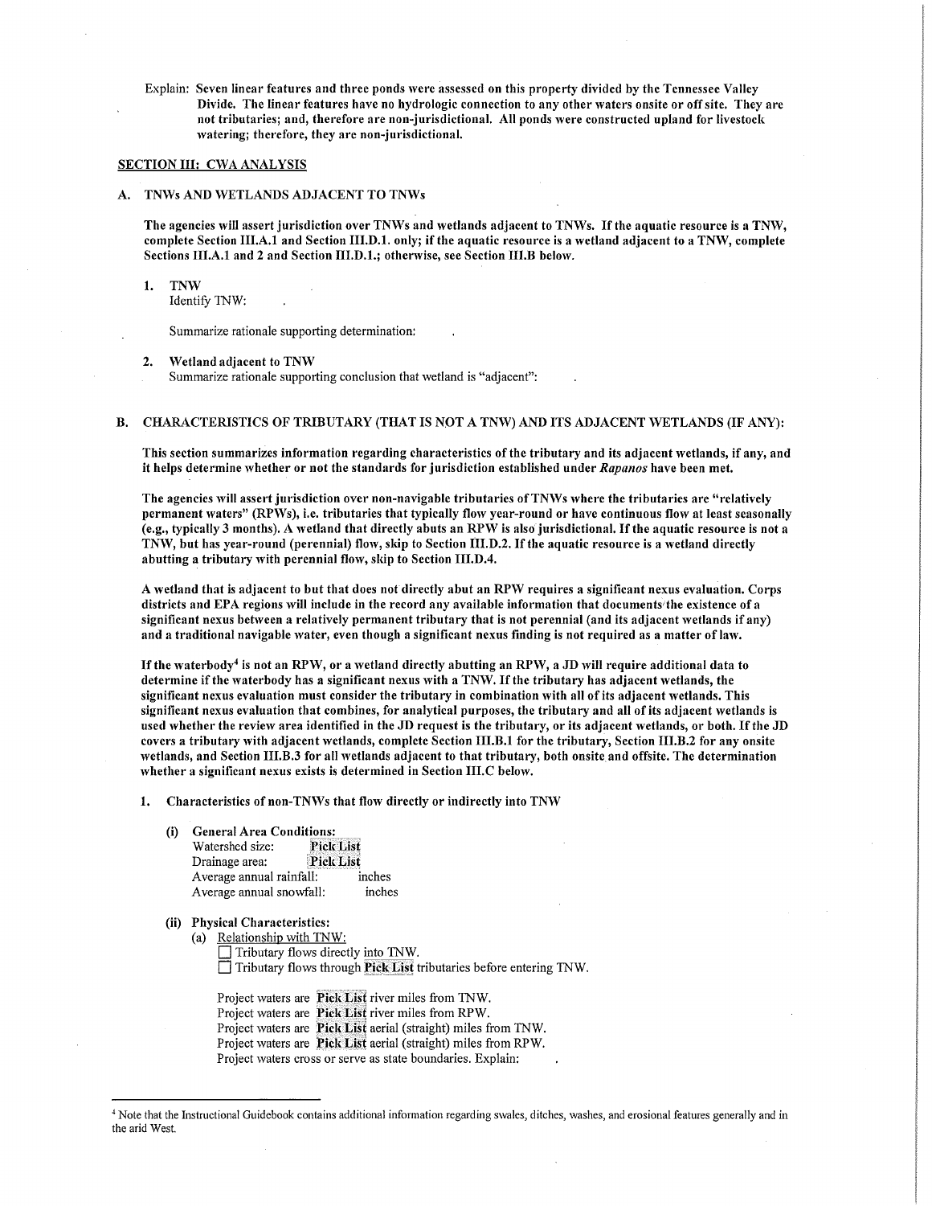Explain: Seven linear features and three ponds were assessed on this property divided by the Tennessee Valley Divide. The linear features have no hydrologic connection to any other waters onsite or off site. They are not tributaries; and, therefore are non-jurisdictional. All ponds were constructed upland for livestock watering; therefore, they are non-jurisdictional.

## SECTION III: CWA ANALYSIS

### A. TNWs AND WETLANDS ADJACENT TO TNWs

**The agencies will assert jurisdiction over TNWs and wetlands adjacent to TNWs. If the aquatic resource is a TNW, complete Section III.A.1 and Section III.D.1. only; if the aquatic resource is a wetland adjacent to a TNW, complete Sections III.A.1 and 2 and Section III.D.1.; otherwise, see Section III.B below.**

1. **TNW**
   Identify TNW:

   Summarize rationale supporting determination:

2. **Wetland adjacent to TNW**
   Summarize rationale supporting conclusion that wetland is "adjacent":

### B. CHARACTERISTICS OF TRIBUTARY (THAT IS NOT A TNW) AND ITS ADJACENT WETLANDS (IF ANY):

**This section summarizes information regarding characteristics of the tributary and its adjacent wetlands, if any, and it helps determine whether or not the standards for jurisdiction established under *Rapanos* have been met.**

**The agencies will assert jurisdiction over non-navigable tributaries of TNWs where the tributaries are "relatively permanent waters" (RPWs), i.e. tributaries that typically flow year-round or have continuous flow at least seasonally (e.g., typically 3 months). A wetland that directly abuts an RPW is also jurisdictional. If the aquatic resource is not a TNW, but has year-round (perennial) flow, skip to Section III.D.2. If the aquatic resource is a wetland directly abutting a tributary with perennial flow, skip to Section III.D.4.**

**A wetland that is adjacent to but that does not directly abut an RPW requires a significant nexus evaluation. Corps districts and EPA regions will include in the record any available information that documents the existence of a significant nexus between a relatively permanent tributary that is not perennial (and its adjacent wetlands if any) and a traditional navigable water, even though a significant nexus finding is not required as a matter of law.**

**If the waterbody[4] is not an RPW, or a wetland directly abutting an RPW, a JD will require additional data to determine if the waterbody has a significant nexus with a TNW. If the tributary has adjacent wetlands, the significant nexus evaluation must consider the tributary in combination with all of its adjacent wetlands. This significant nexus evaluation that combines, for analytical purposes, the tributary and all of its adjacent wetlands is used whether the review area identified in the JD request is the tributary, or its adjacent wetlands, or both. If the JD covers a tributary with adjacent wetlands, complete Section III.B.1 for the tributary, Section III.B.2 for any onsite wetlands, and Section III.B.3 for all wetlands adjacent to that tributary, both onsite and offsite. The determination whether a significant nexus exists is determined in Section III.C below.**

1. **Characteristics of non-TNWs that flow directly or indirectly into TNW**

   (i) **General Area Conditions:**
   Watershed size: Pick List
   Drainage area: Pick List
   Average annual rainfall: inches
   Average annual snowfall: inches

   (ii) **Physical Characteristics:**
   (a) Relationship with TNW:
   ☐ Tributary flows directly into TNW.
   ☐ Tributary flows through Pick List tributaries before entering TNW.

   Project waters are Pick List river miles from TNW.
   Project waters are Pick List river miles from RPW.
   Project waters are Pick List aerial (straight) miles from TNW.
   Project waters are Pick List aerial (straight) miles from RPW.
   Project waters cross or serve as state boundaries. Explain:

[4] Note that the Instructional Guidebook contains additional information regarding swales, ditches, washes, and erosional features generally and in the arid West.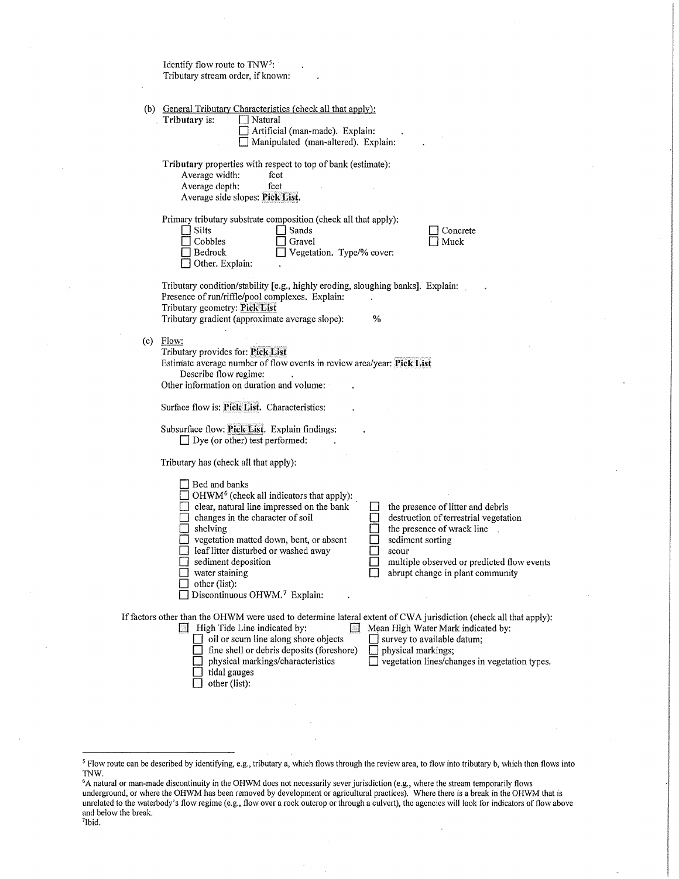Identify flow route to TNW[5]: .
Tributary stream order, if known: .

(b) General Tributary Characteristics (check all that apply):

**Tributary** is:
- ☐ Natural
- ☐ Artificial (man-made). Explain: .
- ☐ Manipulated (man-altered). Explain: .

**Tributary** properties with respect to top of bank (estimate):
- Average width: feet
- Average depth: feet
- Average side slopes: **Pick List.**

Primary tributary substrate composition (check all that apply):
- ☐ Silts
- ☐ Sands
- ☐ Concrete
- ☐ Cobbles
- ☐ Gravel
- ☐ Muck
- ☐ Bedrock
- ☐ Vegetation. Type/% cover:
- ☐ Other. Explain: .

Tributary condition/stability [e.g., highly eroding, sloughing banks]. Explain: .
Presence of run/riffle/pool complexes. Explain: .
Tributary geometry: **Pick List**
Tributary gradient (approximate average slope): %

(c) Flow:

Tributary provides for: **Pick List**
Estimate average number of flow events in review area/year: **Pick List**
Describe flow regime: .
Other information on duration and volume: .

Surface flow is: **Pick List.** Characteristics: .

Subsurface flow: **Pick List.** Explain findings: .
- ☐ Dye (or other) test performed: .

Tributary has (check all that apply):

- ☐ Bed and banks
- ☐ OHWM[6] (check all indicators that apply):
  - ☐ clear, natural line impressed on the bank
  - ☐ changes in the character of soil
  - ☐ shelving
  - ☐ vegetation matted down, bent, or absent
  - ☐ leaf litter disturbed or washed away
  - ☐ sediment deposition
  - ☐ water staining
  - ☐ other (list):
  - ☐ the presence of litter and debris
  - ☐ destruction of terrestrial vegetation
  - ☐ the presence of wrack line
  - ☐ sediment sorting
  - ☐ scour
  - ☐ multiple observed or predicted flow events
  - ☐ abrupt change in plant community
- ☐ Discontinuous OHWM.[7] Explain: .

If factors other than the OHWM were used to determine lateral extent of CWA jurisdiction (check all that apply):

- ☐ High Tide Line indicated by:
  - ☐ oil or scum line along shore objects
  - ☐ fine shell or debris deposits (foreshore)
  - ☐ physical markings/characteristics
  - ☐ tidal gauges
  - ☐ other (list):
- ☐ Mean High Water Mark indicated by:
  - ☐ survey to available datum;
  - ☐ physical markings;
  - ☐ vegetation lines/changes in vegetation types.

---

[5] Flow route can be described by identifying, e.g., tributary a, which flows through the review area, to flow into tributary b, which then flows into TNW.

[6] A natural or man-made discontinuity in the OHWM does not necessarily sever jurisdiction (e.g., where the stream temporarily flows underground, or where the OHWM has been removed by development or agricultural practices). Where there is a break in the OHWM that is unrelated to the waterbody's flow regime (e.g., flow over a rock outcrop or through a culvert), the agencies will look for indicators of flow above and below the break.

[7] Ibid.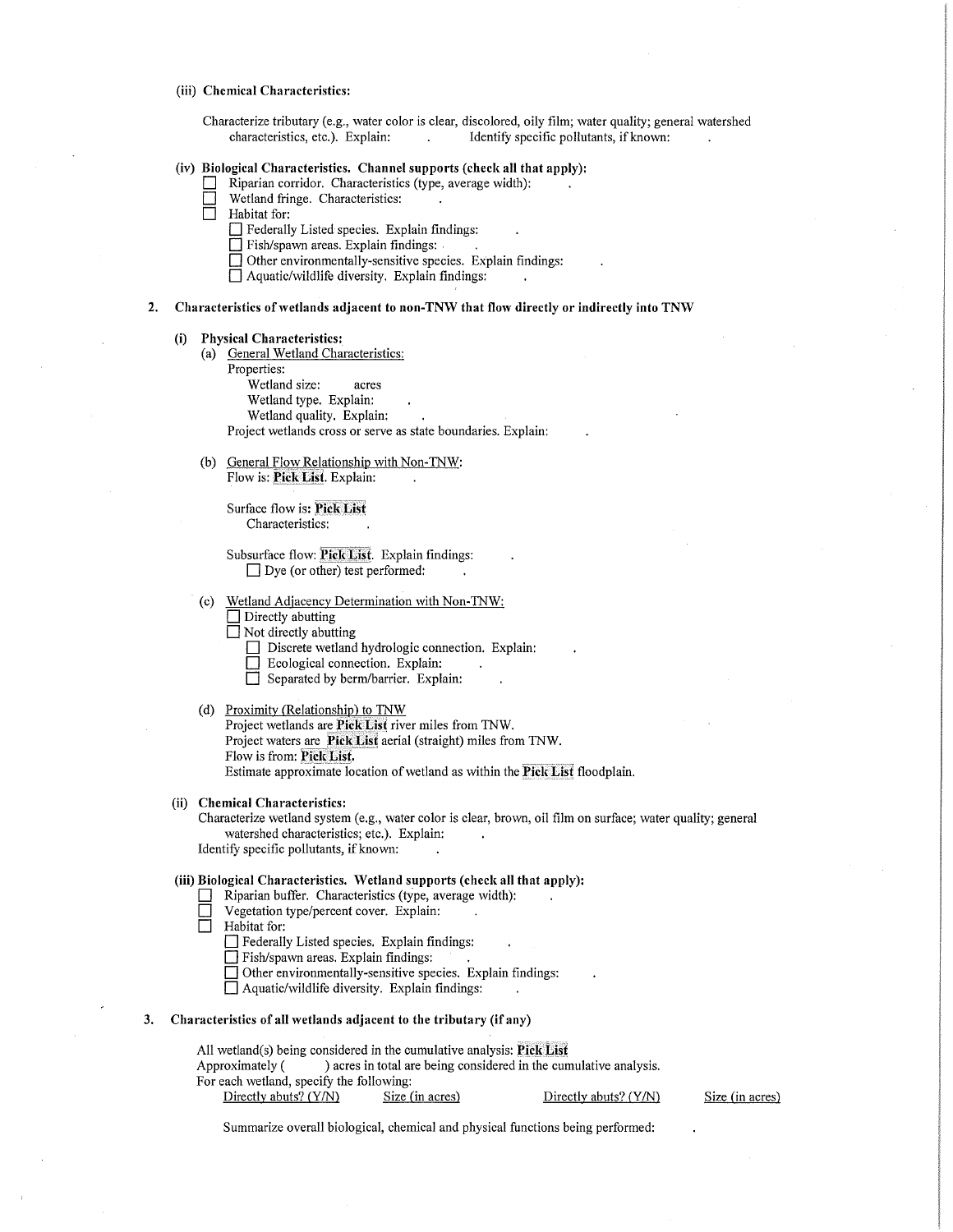(iii) **Chemical Characteristics:**

Characterize tributary (e.g., water color is clear, discolored, oily film; water quality; general watershed characteristics, etc.). Explain: . Identify specific pollutants, if known: .

(iv) **Biological Characteristics. Channel supports (check all that apply):**

- ☐ Riparian corridor. Characteristics (type, average width): .
- ☐ Wetland fringe. Characteristics: .
- ☐ Habitat for:
  - ☐ Federally Listed species. Explain findings: .
  - ☐ Fish/spawn areas. Explain findings: .
  - ☐ Other environmentally-sensitive species. Explain findings: .
  - ☐ Aquatic/wildlife diversity. Explain findings: .

**2. Characteristics of wetlands adjacent to non-TNW that flow directly or indirectly into TNW**

(i) **Physical Characteristics:**

(a) General Wetland Characteristics:

Properties:

Wetland size: acres

Wetland type. Explain: .

Wetland quality. Explain: .

Project wetlands cross or serve as state boundaries. Explain: .

(b) General Flow Relationship with Non-TNW:

Flow is: **Pick List**. Explain: .

Surface flow is: **Pick List**

Characteristics: .

Subsurface flow: **Pick List**. Explain findings: .

☐ Dye (or other) test performed: .

(c) Wetland Adjacency Determination with Non-TNW:

- ☐ Directly abutting
- ☐ Not directly abutting
  - ☐ Discrete wetland hydrologic connection. Explain: .
  - ☐ Ecological connection. Explain: .
  - ☐ Separated by berm/barrier. Explain: .

(d) Proximity (Relationship) to TNW

Project wetlands are **Pick List** river miles from TNW.

Project waters are **Pick List** aerial (straight) miles from TNW.

Flow is from: **Pick List**.

Estimate approximate location of wetland as within the **Pick List** floodplain.

(ii) **Chemical Characteristics:**

Characterize wetland system (e.g., water color is clear, brown, oil film on surface; water quality; general watershed characteristics; etc.). Explain: .

Identify specific pollutants, if known: .

(iii) **Biological Characteristics. Wetland supports (check all that apply):**

- ☐ Riparian buffer. Characteristics (type, average width): .
- ☐ Vegetation type/percent cover. Explain: .
- ☐ Habitat for:
  - ☐ Federally Listed species. Explain findings: .
  - ☐ Fish/spawn areas. Explain findings: .
  - ☐ Other environmentally-sensitive species. Explain findings: .
  - ☐ Aquatic/wildlife diversity. Explain findings: .

**3. Characteristics of all wetlands adjacent to the tributary (if any)**

All wetland(s) being considered in the cumulative analysis: **Pick List**

Approximately ( ) acres in total are being considered in the cumulative analysis.

For each wetland, specify the following:

| Directly abuts? (Y/N) | Size (in acres) | Directly abuts? (Y/N) | Size (in acres) |
| --- | --- | --- | --- |

Summarize overall biological, chemical and physical functions being performed: .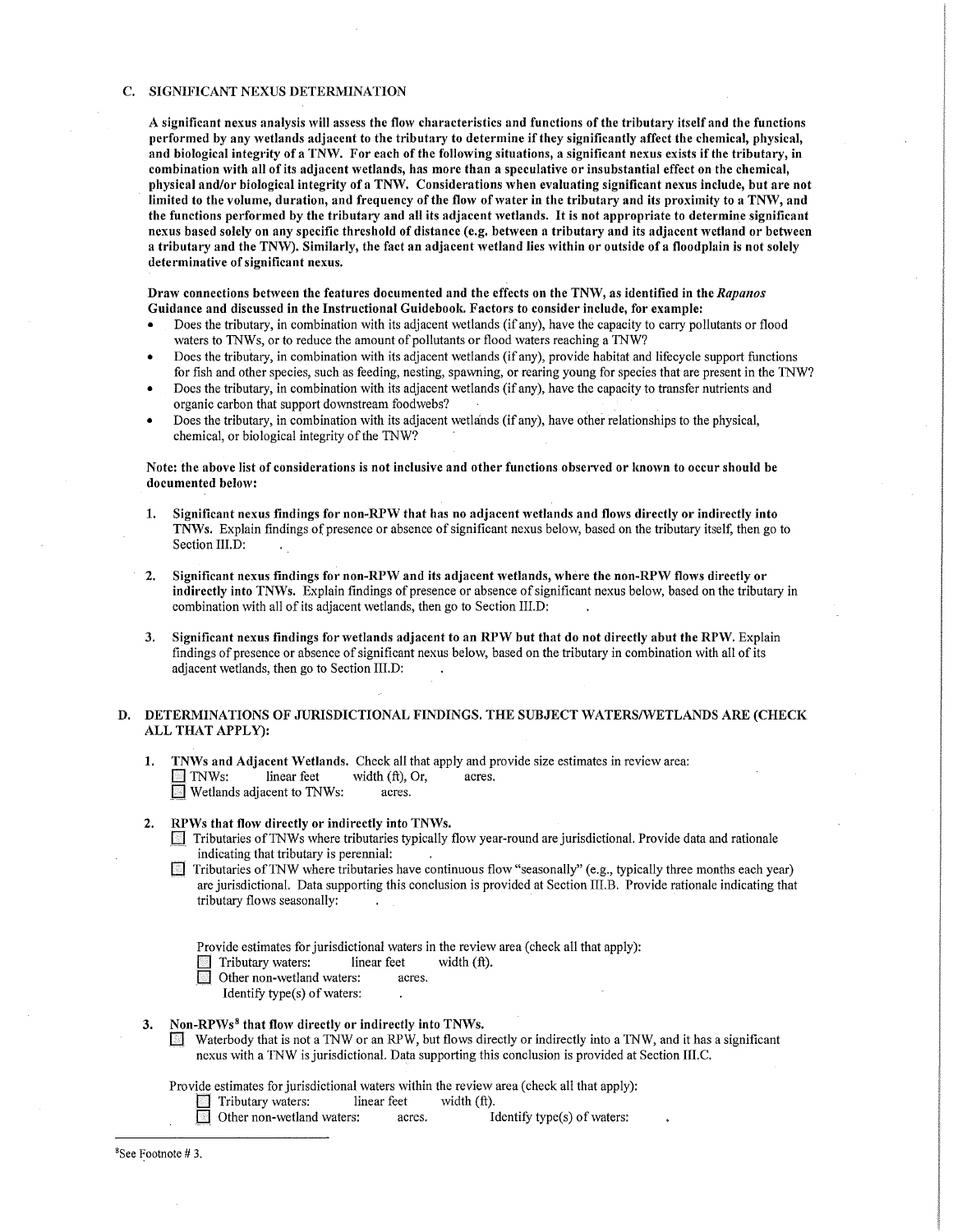## C. SIGNIFICANT NEXUS DETERMINATION

**A significant nexus analysis will assess the flow characteristics and functions of the tributary itself and the functions performed by any wetlands adjacent to the tributary to determine if they significantly affect the chemical, physical, and biological integrity of a TNW. For each of the following situations, a significant nexus exists if the tributary, in combination with all of its adjacent wetlands, has more than a speculative or insubstantial effect on the chemical, physical and/or biological integrity of a TNW. Considerations when evaluating significant nexus include, but are not limited to the volume, duration, and frequency of the flow of water in the tributary and its proximity to a TNW, and the functions performed by the tributary and all its adjacent wetlands. It is not appropriate to determine significant nexus based solely on any specific threshold of distance (e.g. between a tributary and its adjacent wetland or between a tributary and the TNW). Similarly, the fact an adjacent wetland lies within or outside of a floodplain is not solely determinative of significant nexus.**

**Draw connections between the features documented and the effects on the TNW, as identified in the *Rapanos* Guidance and discussed in the Instructional Guidebook. Factors to consider include, for example:**

- Does the tributary, in combination with its adjacent wetlands (if any), have the capacity to carry pollutants or flood waters to TNWs, or to reduce the amount of pollutants or flood waters reaching a TNW?
- Does the tributary, in combination with its adjacent wetlands (if any), provide habitat and lifecycle support functions for fish and other species, such as feeding, nesting, spawning, or rearing young for species that are present in the TNW?
- Does the tributary, in combination with its adjacent wetlands (if any), have the capacity to transfer nutrients and organic carbon that support downstream foodwebs?
- Does the tributary, in combination with its adjacent wetlands (if any), have other relationships to the physical, chemical, or biological integrity of the TNW?

**Note: the above list of considerations is not inclusive and other functions observed or known to occur should be documented below:**

1. **Significant nexus findings for non-RPW that has no adjacent wetlands and flows directly or indirectly into TNWs.** Explain findings of presence or absence of significant nexus below, based on the tributary itself, then go to Section III.D: .

2. **Significant nexus findings for non-RPW and its adjacent wetlands, where the non-RPW flows directly or indirectly into TNWs.** Explain findings of presence or absence of significant nexus below, based on the tributary in combination with all of its adjacent wetlands, then go to Section III.D: .

3. **Significant nexus findings for wetlands adjacent to an RPW but that do not directly abut the RPW.** Explain findings of presence or absence of significant nexus below, based on the tributary in combination with all of its adjacent wetlands, then go to Section III.D: .

## D. DETERMINATIONS OF JURISDICTIONAL FINDINGS. THE SUBJECT WATERS/WETLANDS ARE (CHECK ALL THAT APPLY):

1. **TNWs and Adjacent Wetlands.** Check all that apply and provide size estimates in review area:
   - ☐ TNWs: linear feet width (ft), Or, acres.
   - ☐ Wetlands adjacent to TNWs: acres.

2. **RPWs that flow directly or indirectly into TNWs.**
   - ☐ Tributaries of TNWs where tributaries typically flow year-round are jurisdictional. Provide data and rationale indicating that tributary is perennial: .
   - ☐ Tributaries of TNW where tributaries have continuous flow "seasonally" (e.g., typically three months each year) are jurisdictional. Data supporting this conclusion is provided at Section III.B. Provide rationale indicating that tributary flows seasonally: .

   Provide estimates for jurisdictional waters in the review area (check all that apply):
   - ☐ Tributary waters: linear feet width (ft).
   - ☐ Other non-wetland waters: acres.
     Identify type(s) of waters: .

3. **Non-RPWs[8] that flow directly or indirectly into TNWs.**
   - ☐ Waterbody that is not a TNW or an RPW, but flows directly or indirectly into a TNW, and it has a significant nexus with a TNW is jurisdictional. Data supporting this conclusion is provided at Section III.C.

   Provide estimates for jurisdictional waters within the review area (check all that apply):
   - ☐ Tributary waters: linear feet width (ft).
   - ☐ Other non-wetland waters: acres. Identify type(s) of waters: .

---

[8]See Footnote # 3.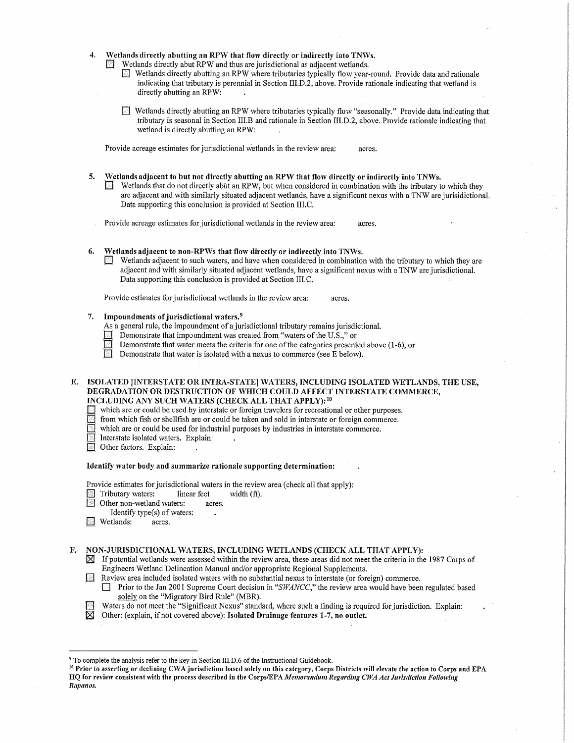4. **Wetlands directly abutting an RPW that flow directly or indirectly into TNWs.**
   - ☐ Wetlands directly abut RPW and thus are jurisdictional as adjacent wetlands.
     - ☐ Wetlands directly abutting an RPW where tributaries typically flow year-round. Provide data and rationale indicating that tributary is perennial in Section III.D.2, above. Provide rationale indicating that wetland is directly abutting an RPW: .
     - ☐ Wetlands directly abutting an RPW where tributaries typically flow "seasonally." Provide data indicating that tributary is seasonal in Section III.B and rationale in Section III.D.2, above. Provide rationale indicating that wetland is directly abutting an RPW: .

   Provide acreage estimates for jurisdictional wetlands in the review area: acres.

5. **Wetlands adjacent to but not directly abutting an RPW that flow directly or indirectly into TNWs.**
   - ☐ Wetlands that do not directly abut an RPW, but when considered in combination with the tributary to which they are adjacent and with similarly situated adjacent wetlands, have a significant nexus with a TNW are jurisdictional. Data supporting this conclusion is provided at Section III.C.

   Provide acreage estimates for jurisdictional wetlands in the review area: acres.

6. **Wetlands adjacent to non-RPWs that flow directly or indirectly into TNWs.**
   - ☐ Wetlands adjacent to such waters, and have when considered in combination with the tributary to which they are adjacent and with similarly situated adjacent wetlands, have a significant nexus with a TNW are jurisdictional. Data supporting this conclusion is provided at Section III.C.

   Provide estimates for jurisdictional wetlands in the review area: acres.

7. **Impoundments of jurisdictional waters.**[9]

   As a general rule, the impoundment of a jurisdictional tributary remains jurisdictional.
   - ☐ Demonstrate that impoundment was created from "waters of the U.S.," or
   - ☐ Demonstrate that water meets the criteria for one of the categories presented above (1-6), or
   - ☐ Demonstrate that water is isolated with a nexus to commerce (see E below).

## E. ISOLATED [INTERSTATE OR INTRA-STATE] WATERS, INCLUDING ISOLATED WETLANDS, THE USE, DEGRADATION OR DESTRUCTION OF WHICH COULD AFFECT INTERSTATE COMMERCE, INCLUDING ANY SUCH WATERS (CHECK ALL THAT APPLY):[10]

- ☐ which are or could be used by interstate or foreign travelers for recreational or other purposes.
- ☐ from which fish or shellfish are or could be taken and sold in interstate or foreign commerce.
- ☐ which are or could be used for industrial purposes by industries in interstate commerce.
- ☐ Interstate isolated waters. Explain: .
- ☐ Other factors. Explain: .

**Identify water body and summarize rationale supporting determination:** .

Provide estimates for jurisdictional waters in the review area (check all that apply):
- ☐ Tributary waters: linear feet width (ft).
- ☐ Other non-wetland waters: acres.
  - Identify type(s) of waters: .
- ☐ Wetlands: acres.

## F. NON-JURISDICTIONAL WATERS, INCLUDING WETLANDS (CHECK ALL THAT APPLY):

- ☒ If potential wetlands were assessed within the review area, these areas did not meet the criteria in the 1987 Corps of Engineers Wetland Delineation Manual and/or appropriate Regional Supplements.
- ☐ Review area included isolated waters with no substantial nexus to interstate (or foreign) commerce.
  - ☐ Prior to the Jan 2001 Supreme Court decision in "*SWANCC*," the review area would have been regulated based solely on the "Migratory Bird Rule" (MBR).
- ☐ Waters do not meet the "Significant Nexus" standard, where such a finding is required for jurisdiction. Explain: .
- ☒ Other: (explain, if not covered above): **Isolated Drainage features 1-7, no outlet.**

---

[9] To complete the analysis refer to the key in Section III.D.6 of the Instructional Guidebook.

[10] **Prior to asserting or declining CWA jurisdiction based solely on this category, Corps Districts will elevate the action to Corps and EPA HQ for review consistent with the process described in the Corps/EPA *Memorandum Regarding CWA Act Jurisdiction Following Rapanos.***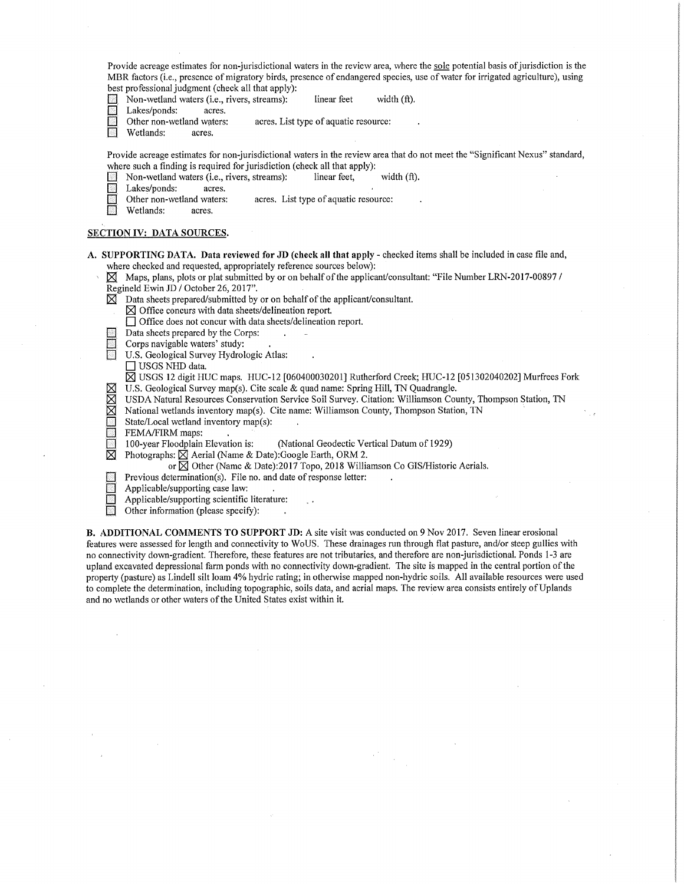Provide acreage estimates for non-jurisdictional waters in the review area, where the sole potential basis of jurisdiction is the MBR factors (i.e., presence of migratory birds, presence of endangered species, use of water for irrigated agriculture), using best professional judgment (check all that apply):

- ☐ Non-wetland waters (i.e., rivers, streams): linear feet width (ft).
- ☐ Lakes/ponds: acres.
- ☐ Other non-wetland waters: acres. List type of aquatic resource: .
- ☐ Wetlands: acres.

Provide acreage estimates for non-jurisdictional waters in the review area that do not meet the "Significant Nexus" standard, where such a finding is required for jurisdiction (check all that apply):

- ☐ Non-wetland waters (i.e., rivers, streams): linear feet, width (ft).
- ☐ Lakes/ponds: acres.
- ☐ Other non-wetland waters: acres. List type of aquatic resource: .
- ☐ Wetlands: acres.

## SECTION IV: DATA SOURCES.

**A. SUPPORTING DATA. Data reviewed for JD (check all that apply** - checked items shall be included in case file and, where checked and requested, appropriately reference sources below):

- ☒ Maps, plans, plots or plat submitted by or on behalf of the applicant/consultant: "File Number LRN-2017-00897 / Regineld Ewin JD / October 26, 2017".
- ☒ Data sheets prepared/submitted by or on behalf of the applicant/consultant.
  - ☒ Office concurs with data sheets/delineation report.
  - ☐ Office does not concur with data sheets/delineation report.
- ☐ Data sheets prepared by the Corps: . -
- ☐ Corps navigable waters' study: .
- ☐ U.S. Geological Survey Hydrologic Atlas: .
  - ☐ USGS NHD data.
  - ☒ USGS 12 digit HUC maps. HUC-12 [060400030201] Rutherford Creek; HUC-12 [051302040202] Murfrees Fork
- ☒ U.S. Geological Survey map(s). Cite scale & quad name: Spring Hill, TN Quadrangle.
- ☒ USDA Natural Resources Conservation Service Soil Survey. Citation: Williamson County, Thompson Station, TN
- ☒ National wetlands inventory map(s). Cite name: Williamson County, Thompson Station, TN
- ☐ State/Local wetland inventory map(s): .
- ☐ FEMA/FIRM maps: .
- ☐ 100-year Floodplain Elevation is: (National Geodectic Vertical Datum of 1929)
- ☒ Photographs: ☒ Aerial (Name & Date):Google Earth, ORM 2.
  - or ☒ Other (Name & Date):2017 Topo, 2018 Williamson Co GIS/Historic Aerials.
- ☐ Previous determination(s). File no. and date of response letter: .
- ☐ Applicable/supporting case law: .
- ☐ Applicable/supporting scientific literature: .
- ☐ Other information (please specify): .

**B. ADDITIONAL COMMENTS TO SUPPORT JD:** A site visit was conducted on 9 Nov 2017. Seven linear erosional features were assessed for length and connectivity to WoUS. These drainages run through flat pasture, and/or steep gullies with no connectivity down-gradient. Therefore, these features are not tributaries, and therefore are non-jurisdictional. Ponds 1-3 are upland excavated depressional farm ponds with no connectivity down-gradient. The site is mapped in the central portion of the property (pasture) as Lindell silt loam 4% hydric rating; in otherwise mapped non-hydric soils. All available resources were used to complete the determination, including topographic, soils data, and aerial maps. The review area consists entirely of Uplands and no wetlands or other waters of the United States exist within it.